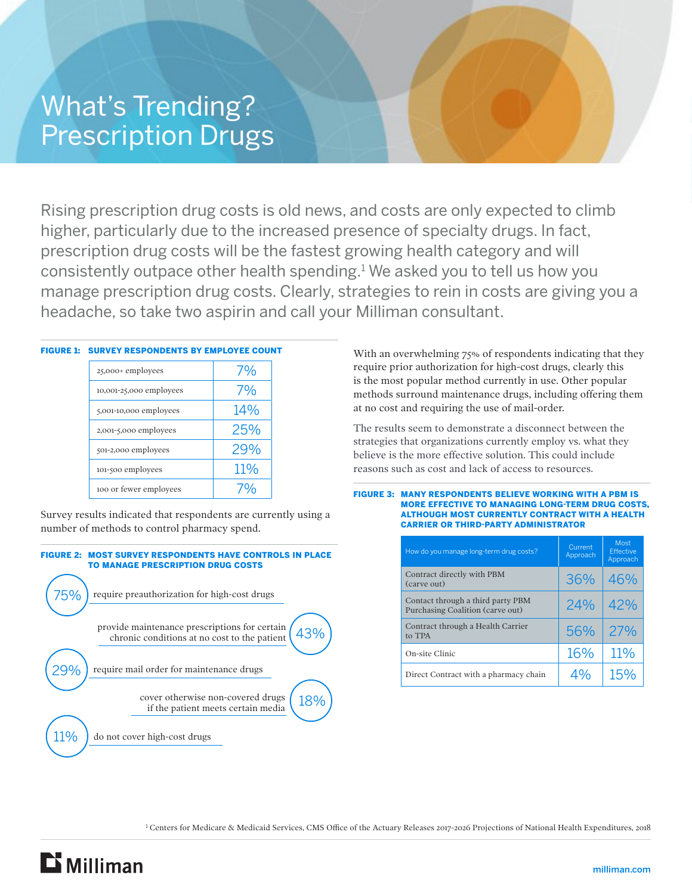# What's Trending? Prescription Drugs

Rising prescription drug costs is old news, and costs are only expected to climb higher, particularly due to the increased presence of specialty drugs. In fact, prescription drug costs will be the fastest growing health category and will consistently outpace other health spending.[1] We asked you to tell us how you manage prescription drug costs. Clearly, strategies to rein in costs are giving you a headache, so take two aspirin and call your Milliman consultant.

**FIGURE 1: SURVEY RESPONDENTS BY EMPLOYEE COUNT**

| Employee count | Share |
|---|---|
| 25,000+ employees | 7% |
| 10,001-25,000 employees | 7% |
| 5,001-10,000 employees | 14% |
| 2,001-5,000 employees | 25% |
| 501-2,000 employees | 29% |
| 101-500 employees | 11% |
| 100 or fewer employees | 7% |

Survey results indicated that respondents are currently using a number of methods to control pharmacy spend.

**FIGURE 2: MOST SURVEY RESPONDENTS HAVE CONTROLS IN PLACE TO MANAGE PRESCRIPTION DRUG COSTS**

- 75% require preauthorization for high-cost drugs
- 43% provide maintenance prescriptions for certain chronic conditions at no cost to the patient
- 29% require mail order for maintenance drugs
- 18% cover otherwise non-covered drugs if the patient meets certain media
- 11% do not cover high-cost drugs

With an overwhelming 75% of respondents indicating that they require prior authorization for high-cost drugs, clearly this is the most popular method currently in use. Other popular methods surround maintenance drugs, including offering them at no cost and requiring the use of mail-order.

The results seem to demonstrate a disconnect between the strategies that organizations currently employ vs. what they believe is the more effective solution. This could include reasons such as cost and lack of access to resources.

**FIGURE 3: MANY RESPONDENTS BELIEVE WORKING WITH A PBM IS MORE EFFECTIVE TO MANAGING LONG-TERM DRUG COSTS, ALTHOUGH MOST CURRENTLY CONTRACT WITH A HEALTH CARRIER OR THIRD-PARTY ADMINISTRATOR**

| How do you manage long-term drug costs? | Current Approach | Most Effective Approach |
|---|---|---|
| Contract directly with PBM (carve out) | 36% | 46% |
| Contact through a third party PBM Purchasing Coalition (carve out) | 24% | 42% |
| Contract through a Health Carrier to TPA | 56% | 27% |
| On-site Clinic | 16% | 11% |
| Direct Contract with a pharmacy chain | 4% | 15% |

[1] Centers for Medicare & Medicaid Services, CMS Office of the Actuary Releases 2017-2026 Projections of National Health Expenditures, 2018

Milliman

milliman.com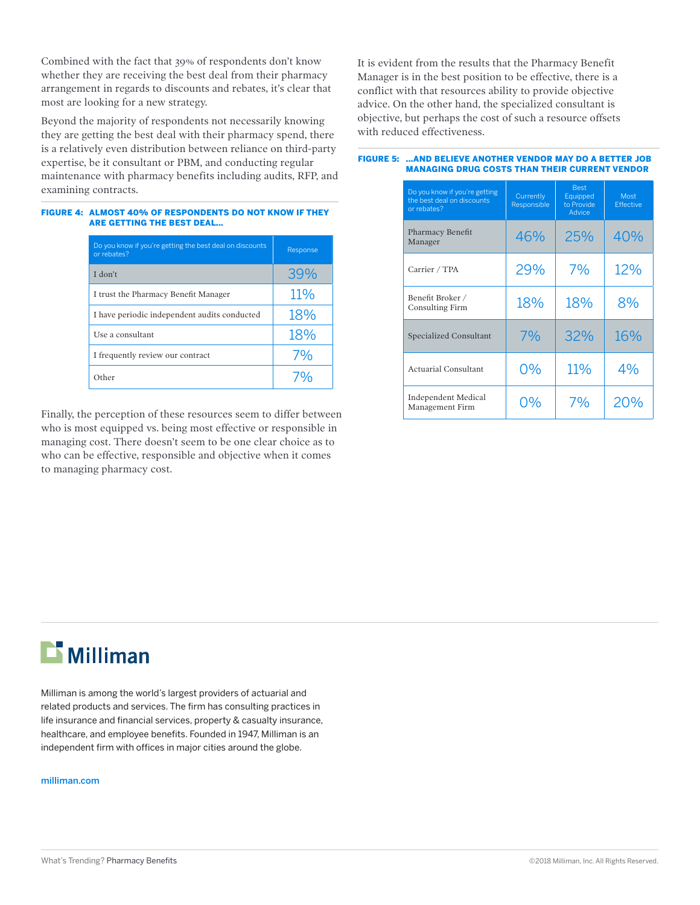Combined with the fact that 39% of respondents don't know whether they are receiving the best deal from their pharmacy arrangement in regards to discounts and rebates, it's clear that most are looking for a new strategy.

Beyond the majority of respondents not necessarily knowing they are getting the best deal with their pharmacy spend, there is a relatively even distribution between reliance on third-party expertise, be it consultant or PBM, and conducting regular maintenance with pharmacy benefits including audits, RFP, and examining contracts.

**FIGURE 4: ALMOST 40% OF RESPONDENTS DO NOT KNOW IF THEY ARE GETTING THE BEST DEAL...**

| Do you know if you're getting the best deal on discounts or rebates? | Response |
|---|---|
| I don't | 39% |
| I trust the Pharmacy Benefit Manager | 11% |
| I have periodic independent audits conducted | 18% |
| Use a consultant | 18% |
| I frequently review our contract | 7% |
| Other | 7% |

Finally, the perception of these resources seem to differ between who is most equipped vs. being most effective or responsible in managing cost. There doesn't seem to be one clear choice as to who can be effective, responsible and objective when it comes to managing pharmacy cost.

It is evident from the results that the Pharmacy Benefit Manager is in the best position to be effective, there is a conflict with that resources ability to provide objective advice. On the other hand, the specialized consultant is objective, but perhaps the cost of such a resource offsets with reduced effectiveness.

**FIGURE 5: ...AND BELIEVE ANOTHER VENDOR MAY DO A BETTER JOB MANAGING DRUG COSTS THAN THEIR CURRENT VENDOR**

| Do you know if you're getting the best deal on discounts or rebates? | Currently Responsible | Best Equipped to Provide Advice | Most Effective |
|---|---|---|---|
| Pharmacy Benefit Manager | 46% | 25% | 40% |
| Carrier / TPA | 29% | 7% | 12% |
| Benefit Broker / Consulting Firm | 18% | 18% | 8% |
| Specialized Consultant | 7% | 32% | 16% |
| Actuarial Consultant | 0% | 11% | 4% |
| Independent Medical Management Firm | 0% | 7% | 20% |

Milliman

Milliman is among the world's largest providers of actuarial and related products and services. The firm has consulting practices in life insurance and financial services, property & casualty insurance, healthcare, and employee benefits. Founded in 1947, Milliman is an independent firm with offices in major cities around the globe.

milliman.com

©2018 Milliman, Inc. All Rights Reserved.